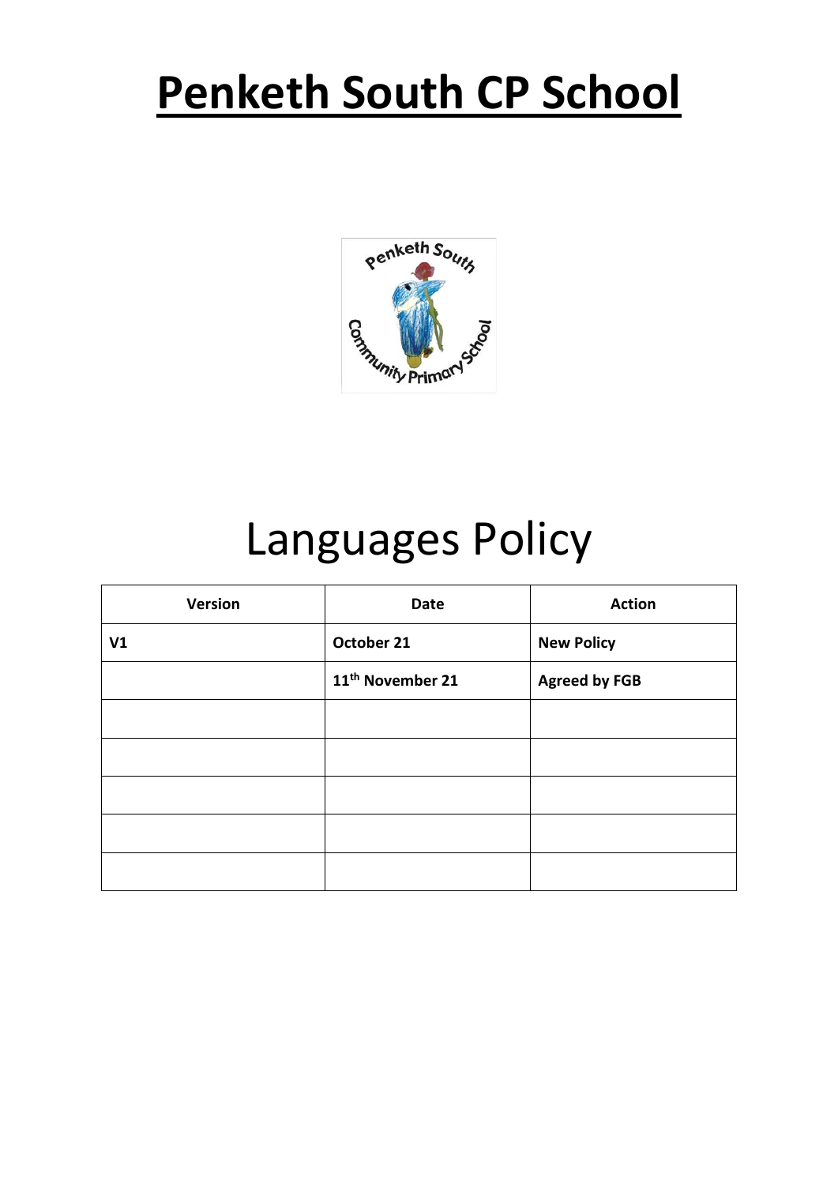# Penketh South CP School

# Languages Policy

| Version | Date | Action |
|---|---|---|
| **V1** | **October 21** | **New Policy** |
| | **11th November 21** | **Agreed by FGB** |
| | | |
| | | |
| | | |
| | | |
| | | |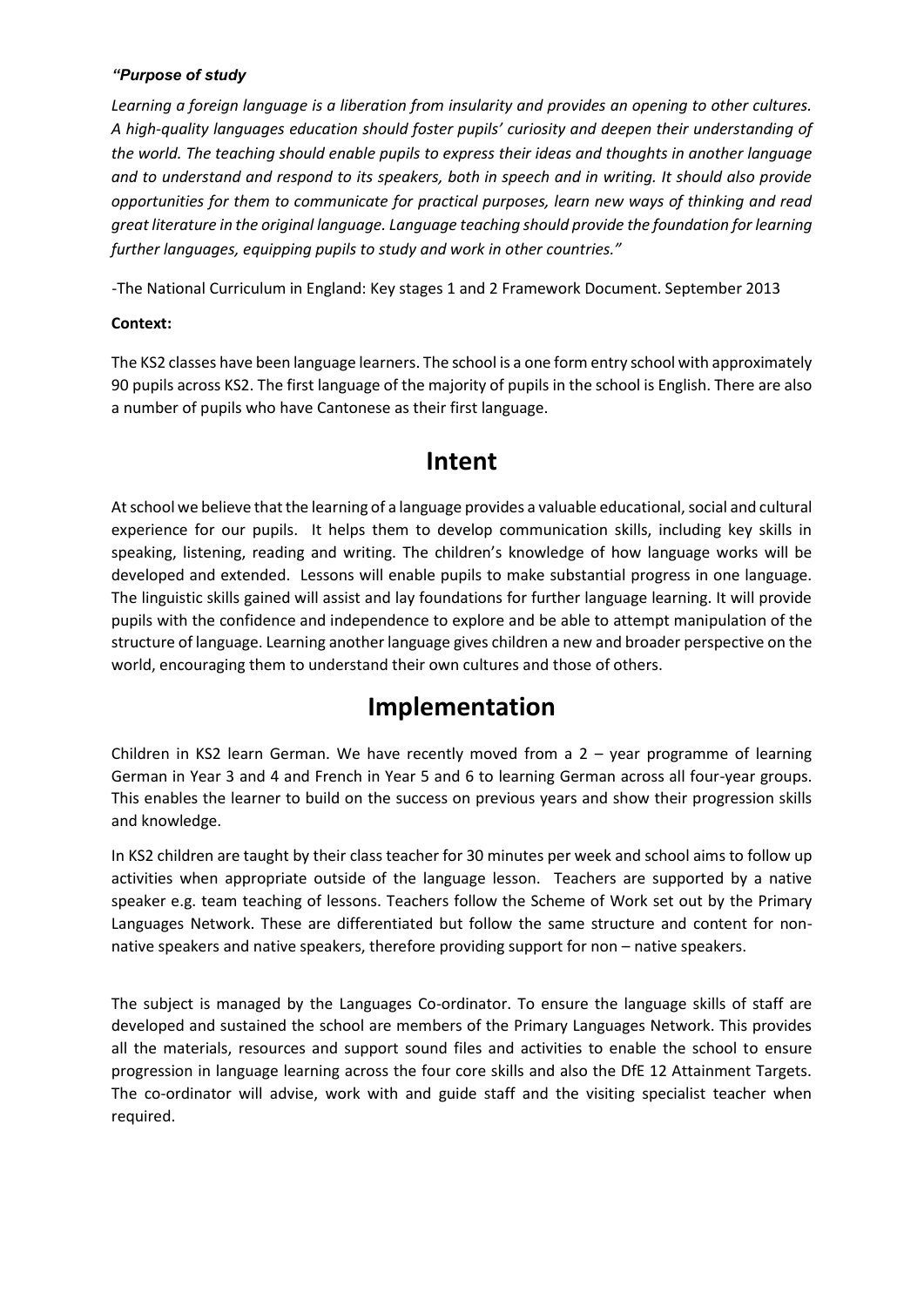*"Purpose of study*

*Learning a foreign language is a liberation from insularity and provides an opening to other cultures. A high-quality languages education should foster pupils' curiosity and deepen their understanding of the world. The teaching should enable pupils to express their ideas and thoughts in another language and to understand and respond to its speakers, both in speech and in writing. It should also provide opportunities for them to communicate for practical purposes, learn new ways of thinking and read great literature in the original language. Language teaching should provide the foundation for learning further languages, equipping pupils to study and work in other countries."*

-The National Curriculum in England: Key stages 1 and 2 Framework Document. September 2013

**Context:**

The KS2 classes have been language learners. The school is a one form entry school with approximately 90 pupils across KS2. The first language of the majority of pupils in the school is English. There are also a number of pupils who have Cantonese as their first language.

# Intent

At school we believe that the learning of a language provides a valuable educational, social and cultural experience for our pupils. It helps them to develop communication skills, including key skills in speaking, listening, reading and writing. The children's knowledge of how language works will be developed and extended. Lessons will enable pupils to make substantial progress in one language. The linguistic skills gained will assist and lay foundations for further language learning. It will provide pupils with the confidence and independence to explore and be able to attempt manipulation of the structure of language. Learning another language gives children a new and broader perspective on the world, encouraging them to understand their own cultures and those of others.

# Implementation

Children in KS2 learn German. We have recently moved from a 2 – year programme of learning German in Year 3 and 4 and French in Year 5 and 6 to learning German across all four-year groups. This enables the learner to build on the success on previous years and show their progression skills and knowledge.

In KS2 children are taught by their class teacher for 30 minutes per week and school aims to follow up activities when appropriate outside of the language lesson. Teachers are supported by a native speaker e.g. team teaching of lessons. Teachers follow the Scheme of Work set out by the Primary Languages Network. These are differentiated but follow the same structure and content for non-native speakers and native speakers, therefore providing support for non – native speakers.

The subject is managed by the Languages Co-ordinator. To ensure the language skills of staff are developed and sustained the school are members of the Primary Languages Network. This provides all the materials, resources and support sound files and activities to enable the school to ensure progression in language learning across the four core skills and also the DfE 12 Attainment Targets. The co-ordinator will advise, work with and guide staff and the visiting specialist teacher when required.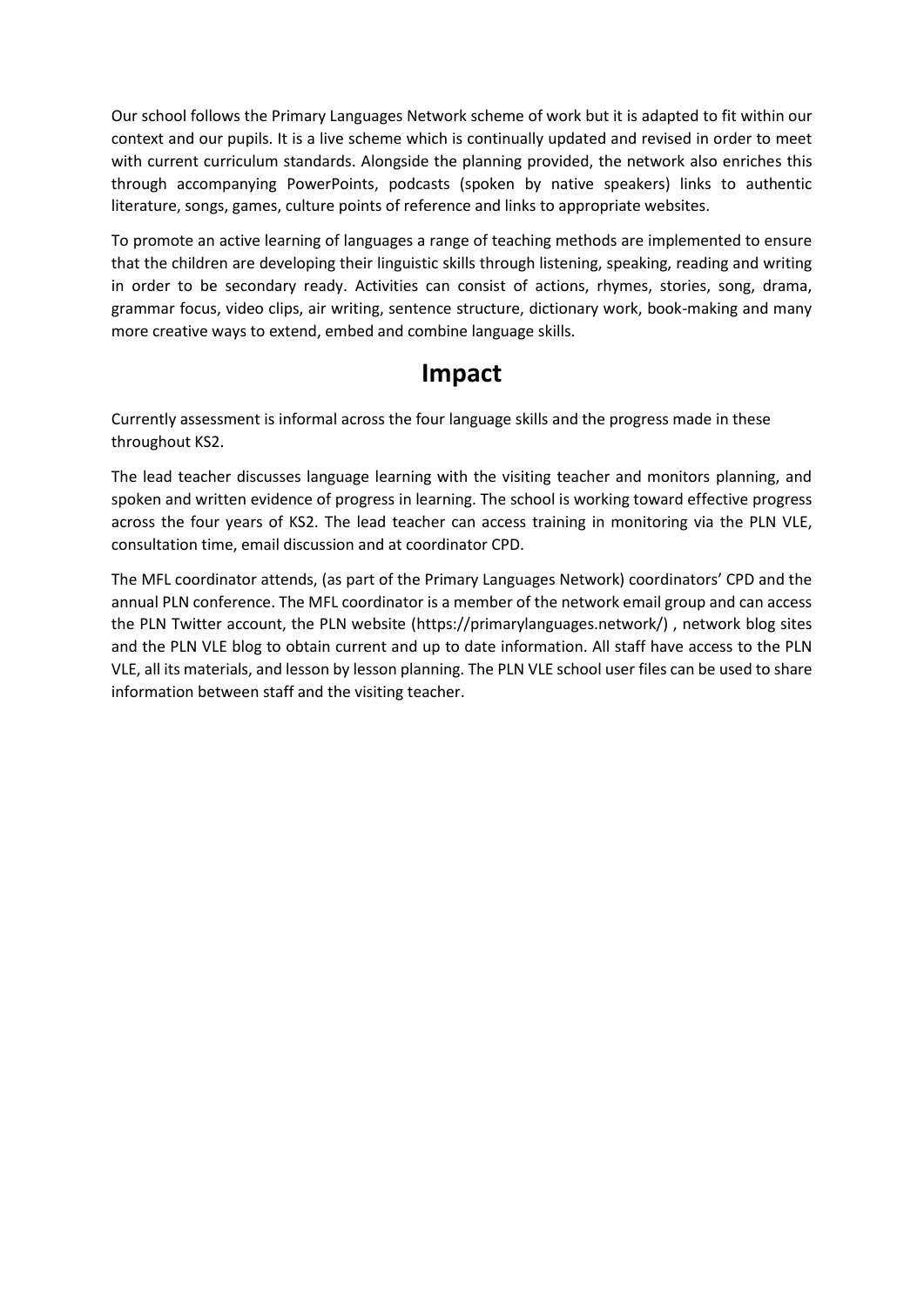Our school follows the Primary Languages Network scheme of work but it is adapted to fit within our context and our pupils. It is a live scheme which is continually updated and revised in order to meet with current curriculum standards. Alongside the planning provided, the network also enriches this through accompanying PowerPoints, podcasts (spoken by native speakers) links to authentic literature, songs, games, culture points of reference and links to appropriate websites.

To promote an active learning of languages a range of teaching methods are implemented to ensure that the children are developing their linguistic skills through listening, speaking, reading and writing in order to be secondary ready. Activities can consist of actions, rhymes, stories, song, drama, grammar focus, video clips, air writing, sentence structure, dictionary work, book-making and many more creative ways to extend, embed and combine language skills.

## Impact

Currently assessment is informal across the four language skills and the progress made in these throughout KS2.

The lead teacher discusses language learning with the visiting teacher and monitors planning, and spoken and written evidence of progress in learning. The school is working toward effective progress across the four years of KS2. The lead teacher can access training in monitoring via the PLN VLE, consultation time, email discussion and at coordinator CPD.

The MFL coordinator attends, (as part of the Primary Languages Network) coordinators' CPD and the annual PLN conference. The MFL coordinator is a member of the network email group and can access the PLN Twitter account, the PLN website (https://primarylanguages.network/) , network blog sites and the PLN VLE blog to obtain current and up to date information. All staff have access to the PLN VLE, all its materials, and lesson by lesson planning. The PLN VLE school user files can be used to share information between staff and the visiting teacher.